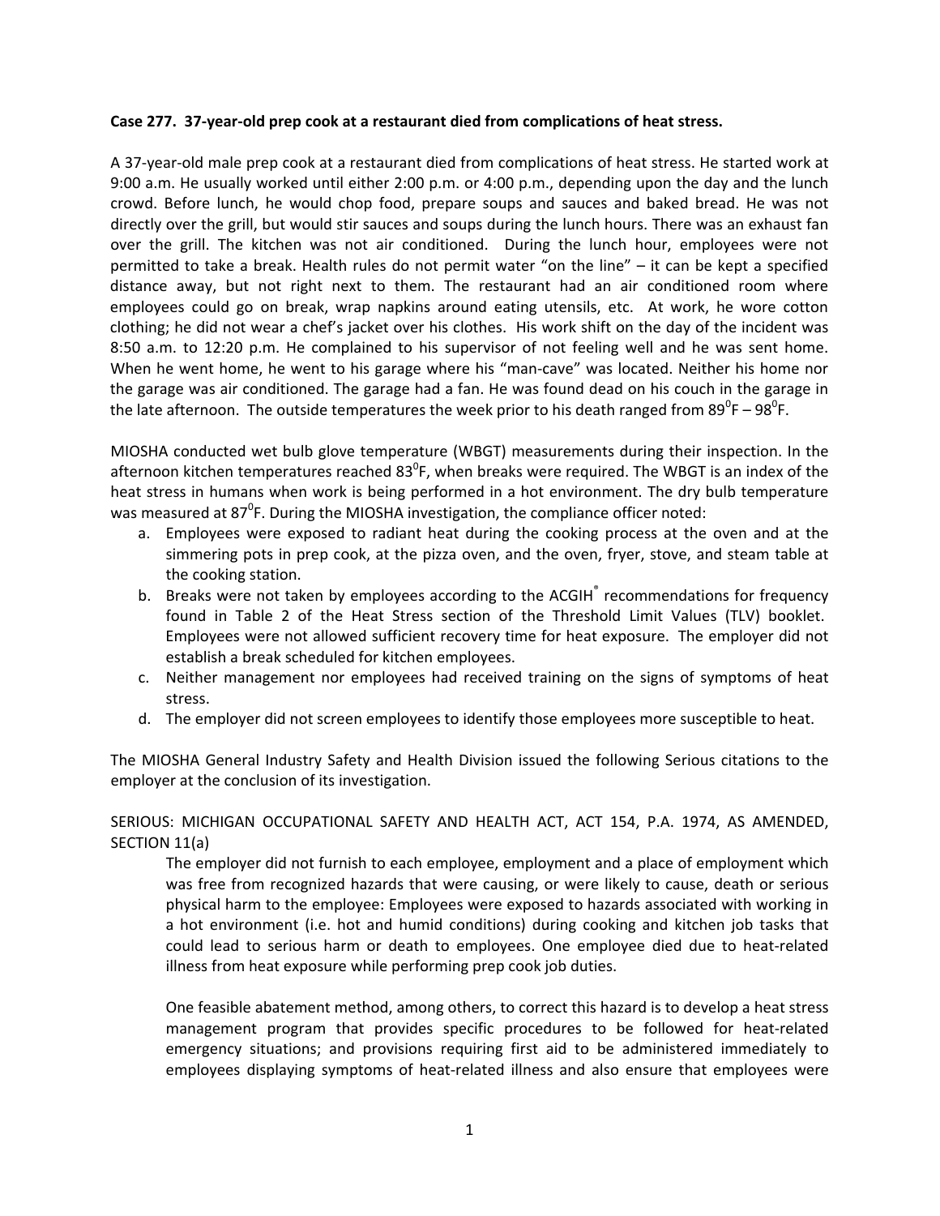**Case 277. 37-year-old prep cook at a restaurant died from complications of heat stress.**

A 37-year-old male prep cook at a restaurant died from complications of heat stress. He started work at 9:00 a.m. He usually worked until either 2:00 p.m. or 4:00 p.m., depending upon the day and the lunch crowd. Before lunch, he would chop food, prepare soups and sauces and baked bread. He was not directly over the grill, but would stir sauces and soups during the lunch hours. There was an exhaust fan over the grill. The kitchen was not air conditioned. During the lunch hour, employees were not permitted to take a break. Health rules do not permit water "on the line" – it can be kept a specified distance away, but not right next to them. The restaurant had an air conditioned room where employees could go on break, wrap napkins around eating utensils, etc. At work, he wore cotton clothing; he did not wear a chef's jacket over his clothes. His work shift on the day of the incident was 8:50 a.m. to 12:20 p.m. He complained to his supervisor of not feeling well and he was sent home. When he went home, he went to his garage where his "man-cave" was located. Neither his home nor the garage was air conditioned. The garage had a fan. He was found dead on his couch in the garage in the late afternoon. The outside temperatures the week prior to his death ranged from $89^0$F – $98^0$F.

MIOSHA conducted wet bulb glove temperature (WBGT) measurements during their inspection. In the afternoon kitchen temperatures reached $83^0$F, when breaks were required. The WBGT is an index of the heat stress in humans when work is being performed in a hot environment. The dry bulb temperature was measured at $87^0$F. During the MIOSHA investigation, the compliance officer noted:

a. Employees were exposed to radiant heat during the cooking process at the oven and at the simmering pots in prep cook, at the pizza oven, and the oven, fryer, stove, and steam table at the cooking station.
b. Breaks were not taken by employees according to the ACGIH® recommendations for frequency found in Table 2 of the Heat Stress section of the Threshold Limit Values (TLV) booklet. Employees were not allowed sufficient recovery time for heat exposure. The employer did not establish a break scheduled for kitchen employees.
c. Neither management nor employees had received training on the signs of symptoms of heat stress.
d. The employer did not screen employees to identify those employees more susceptible to heat.

The MIOSHA General Industry Safety and Health Division issued the following Serious citations to the employer at the conclusion of its investigation.

SERIOUS: MICHIGAN OCCUPATIONAL SAFETY AND HEALTH ACT, ACT 154, P.A. 1974, AS AMENDED, SECTION 11(a)

> The employer did not furnish to each employee, employment and a place of employment which was free from recognized hazards that were causing, or were likely to cause, death or serious physical harm to the employee: Employees were exposed to hazards associated with working in a hot environment (i.e. hot and humid conditions) during cooking and kitchen job tasks that could lead to serious harm or death to employees. One employee died due to heat-related illness from heat exposure while performing prep cook job duties.
>
> One feasible abatement method, among others, to correct this hazard is to develop a heat stress management program that provides specific procedures to be followed for heat-related emergency situations; and provisions requiring first aid to be administered immediately to employees displaying symptoms of heat-related illness and also ensure that employees were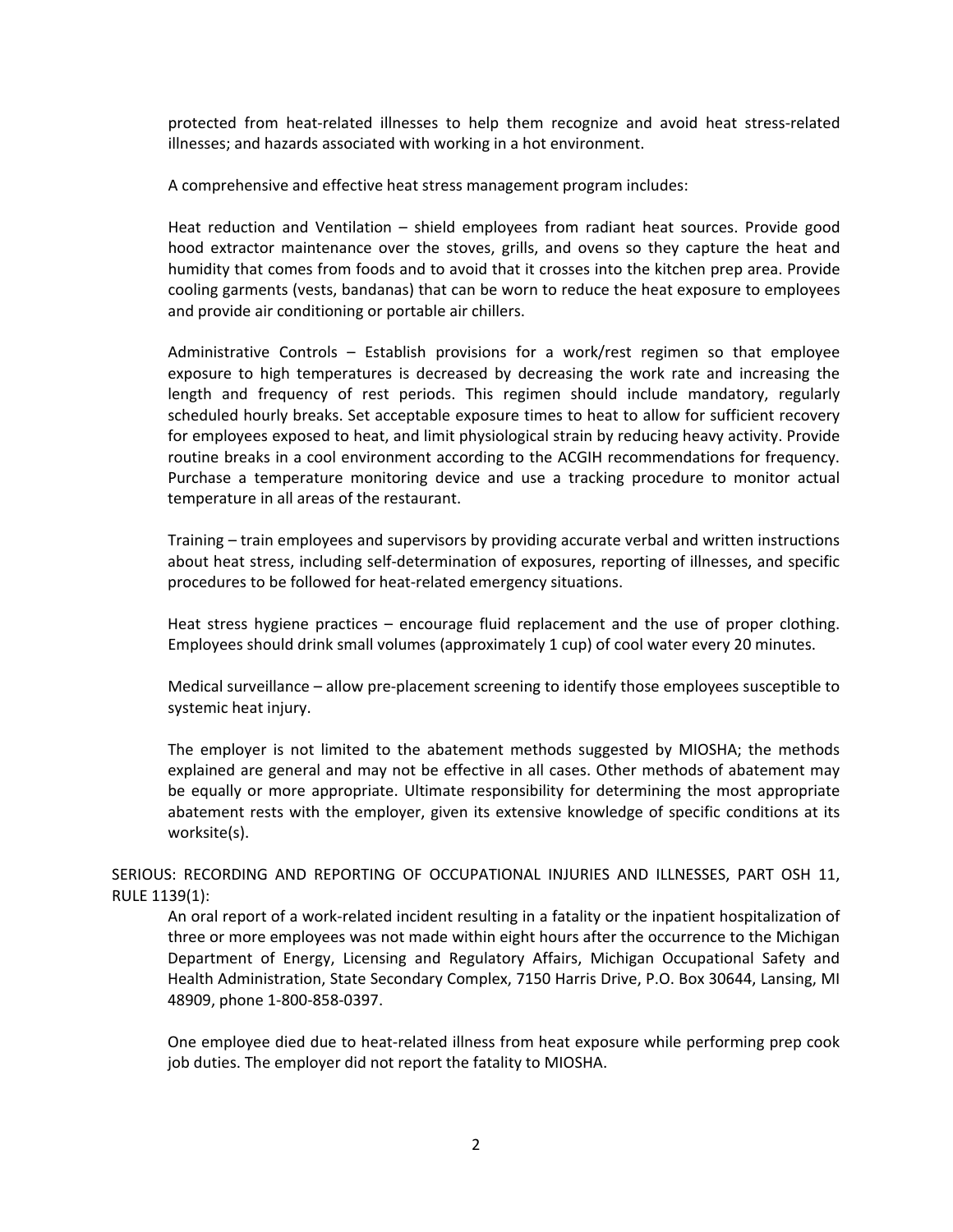protected from heat-related illnesses to help them recognize and avoid heat stress-related illnesses; and hazards associated with working in a hot environment.

A comprehensive and effective heat stress management program includes:

Heat reduction and Ventilation – shield employees from radiant heat sources. Provide good hood extractor maintenance over the stoves, grills, and ovens so they capture the heat and humidity that comes from foods and to avoid that it crosses into the kitchen prep area. Provide cooling garments (vests, bandanas) that can be worn to reduce the heat exposure to employees and provide air conditioning or portable air chillers.

Administrative Controls – Establish provisions for a work/rest regimen so that employee exposure to high temperatures is decreased by decreasing the work rate and increasing the length and frequency of rest periods. This regimen should include mandatory, regularly scheduled hourly breaks. Set acceptable exposure times to heat to allow for sufficient recovery for employees exposed to heat, and limit physiological strain by reducing heavy activity. Provide routine breaks in a cool environment according to the ACGIH recommendations for frequency. Purchase a temperature monitoring device and use a tracking procedure to monitor actual temperature in all areas of the restaurant.

Training – train employees and supervisors by providing accurate verbal and written instructions about heat stress, including self-determination of exposures, reporting of illnesses, and specific procedures to be followed for heat-related emergency situations.

Heat stress hygiene practices – encourage fluid replacement and the use of proper clothing. Employees should drink small volumes (approximately 1 cup) of cool water every 20 minutes.

Medical surveillance – allow pre-placement screening to identify those employees susceptible to systemic heat injury.

The employer is not limited to the abatement methods suggested by MIOSHA; the methods explained are general and may not be effective in all cases. Other methods of abatement may be equally or more appropriate. Ultimate responsibility for determining the most appropriate abatement rests with the employer, given its extensive knowledge of specific conditions at its worksite(s).

SERIOUS: RECORDING AND REPORTING OF OCCUPATIONAL INJURIES AND ILLNESSES, PART OSH 11, RULE 1139(1):

An oral report of a work-related incident resulting in a fatality or the inpatient hospitalization of three or more employees was not made within eight hours after the occurrence to the Michigan Department of Energy, Licensing and Regulatory Affairs, Michigan Occupational Safety and Health Administration, State Secondary Complex, 7150 Harris Drive, P.O. Box 30644, Lansing, MI 48909, phone 1-800-858-0397.

One employee died due to heat-related illness from heat exposure while performing prep cook job duties. The employer did not report the fatality to MIOSHA.